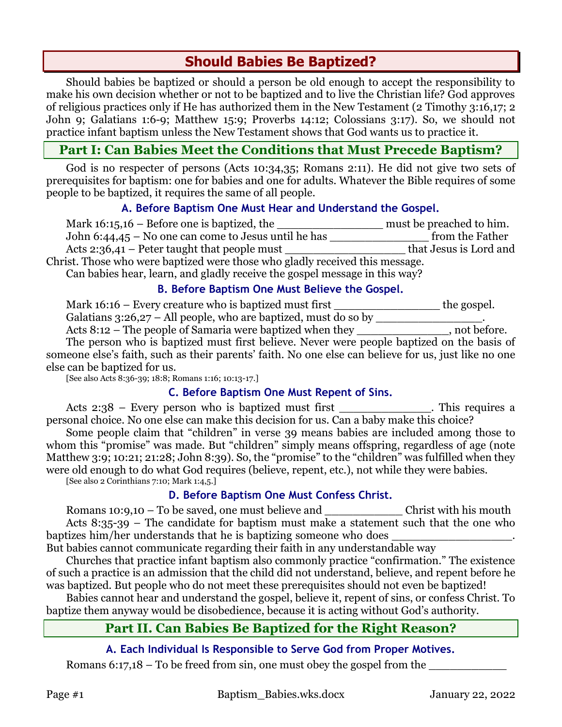# Should Babies Be Baptized?

Should babies be baptized or should a person be old enough to accept the responsibility to make his own decision whether or not to be baptized and to live the Christian life? God approves of religious practices only if He has authorized them in the New Testament (2 Timothy 3:16,17; 2 John 9; Galatians 1:6-9; Matthew 15:9; Proverbs 14:12; Colossians 3:17). So, we should not practice infant baptism unless the New Testament shows that God wants us to practice it.

## Part I: Can Babies Meet the Conditions that Must Precede Baptism?

God is no respecter of persons (Acts 10:34,35; Romans 2:11). He did not give two sets of prerequisites for baptism: one for babies and one for adults. Whatever the Bible requires of some people to be baptized, it requires the same of all people.

### A. Before Baptism One Must Hear and Understand the Gospel.

Mark 16:15,16 – Before one is baptized, the _______________ must be preached to him.

John 6:44,45 – No one can come to Jesus until he has ______________ from the Father

Acts 2:36,41 – Peter taught that people must ________________ that Jesus is Lord and Christ. Those who were baptized were those who gladly received this message.

Can babies hear, learn, and gladly receive the gospel message in this way?

### B. Before Baptism One Must Believe the Gospel.

Mark 16:16 – Every creature who is baptized must first _______________ the gospel.

Galatians 3:26,27 – All people, who are baptized, must do so by _______________.

Acts 8:12 – The people of Samaria were baptized when they _____________, not before.

The person who is baptized must first believe. Never were people baptized on the basis of someone else's faith, such as their parents' faith. No one else can believe for us, just like no one else can be baptized for us.

[See also Acts 8:36-39; 18:8; Romans 1:16; 10:13-17.]

### C. Before Baptism One Must Repent of Sins.

Acts 2:38 – Every person who is baptized must first _____________. This requires a personal choice. No one else can make this decision for us. Can a baby make this choice?

Some people claim that "children" in verse 39 means babies are included among those to whom this "promise" was made. But "children" simply means offspring, regardless of age (note Matthew 3:9; 10:21; 21:28; John 8:39). So, the "promise" to the "children" was fulfilled when they were old enough to do what God requires (believe, repent, etc.), not while they were babies.

[See also 2 Corinthians 7:10; Mark 1:4,5.]

### D. Before Baptism One Must Confess Christ.

Romans 10:9,10 – To be saved, one must believe and ___________ Christ with his mouth

Acts 8:35-39 – The candidate for baptism must make a statement such that the one who baptizes him/her understands that he is baptizing someone who does ________________. But babies cannot communicate regarding their faith in any understandable way

Churches that practice infant baptism also commonly practice "confirmation." The existence of such a practice is an admission that the child did not understand, believe, and repent before he was baptized. But people who do not meet these prerequisites should not even be baptized!

Babies cannot hear and understand the gospel, believe it, repent of sins, or confess Christ. To baptize them anyway would be disobedience, because it is acting without God's authority.

## Part II. Can Babies Be Baptized for the Right Reason?

### A. Each Individual Is Responsible to Serve God from Proper Motives.

Romans 6:17,18 – To be freed from sin, one must obey the gospel from the ___________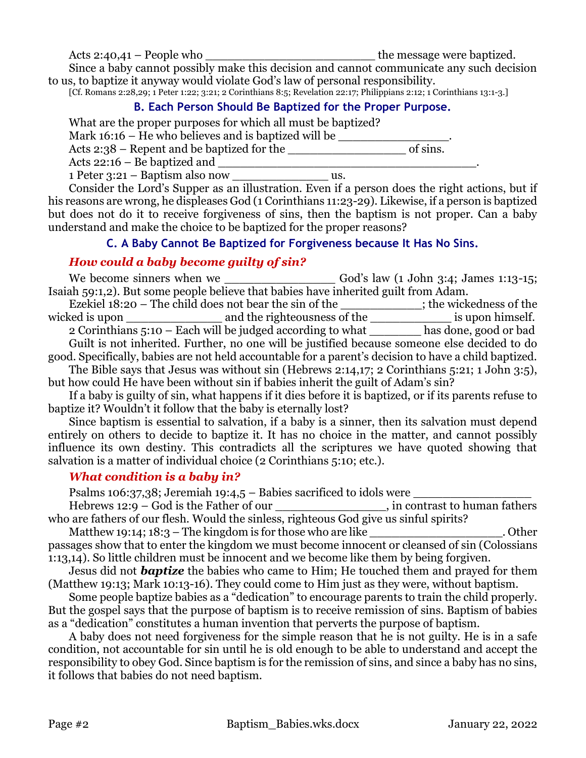Acts 2:40,41 – People who _______________________ the message were baptized.

Since a baby cannot possibly make this decision and cannot communicate any such decision to us, to baptize it anyway would violate God's law of personal responsibility.

[Cf. Romans 2:28,29; 1 Peter 1:22; 3:21; 2 Corinthians 8:5; Revelation 22:17; Philippians 2:12; 1 Corinthians 13:1-3.]

### B. Each Person Should Be Baptized for the Proper Purpose.

What are the proper purposes for which all must be baptized?

Mark 16:16 – He who believes and is baptized will be _______________.

Acts 2:38 – Repent and be baptized for the ________________ of sins.

Acts 22:16 – Be baptized and ___________________________________.

1 Peter 3:21 – Baptism also now _____________ us.

Consider the Lord's Supper as an illustration. Even if a person does the right actions, but if his reasons are wrong, he displeases God (1 Corinthians 11:23-29). Likewise, if a person is baptized but does not do it to receive forgiveness of sins, then the baptism is not proper. Can a baby understand and make the choice to be baptized for the proper reasons?

### C. A Baby Cannot Be Baptized for Forgiveness because It Has No Sins.

#### *How could a baby become guilty of sin?*

We become sinners when we _______________ God's law (1 John 3:4; James 1:13-15; Isaiah 59:1,2). But some people believe that babies have inherited guilt from Adam.

Ezekiel 18:20 – The child does not bear the sin of the ___________; the wickedness of the wicked is upon _____________ and the righteousness of the ___________ is upon himself.

2 Corinthians 5:10 – Each will be judged according to what _______ has done, good or bad

Guilt is not inherited. Further, no one will be justified because someone else decided to do good. Specifically, babies are not held accountable for a parent's decision to have a child baptized.

The Bible says that Jesus was without sin (Hebrews 2:14,17; 2 Corinthians 5:21; 1 John 3:5), but how could He have been without sin if babies inherit the guilt of Adam's sin?

If a baby is guilty of sin, what happens if it dies before it is baptized, or if its parents refuse to baptize it? Wouldn't it follow that the baby is eternally lost?

Since baptism is essential to salvation, if a baby is a sinner, then its salvation must depend entirely on others to decide to baptize it. It has no choice in the matter, and cannot possibly influence its own destiny. This contradicts all the scriptures we have quoted showing that salvation is a matter of individual choice (2 Corinthians 5:10; etc.).

#### *What condition is a baby in?*

Psalms 106:37,38; Jeremiah 19:4,5 – Babies sacrificed to idols were ________________

Hebrews 12:9 – God is the Father of our _______________, in contrast to human fathers who are fathers of our flesh. Would the sinless, righteous God give us sinful spirits?

Matthew 19:14; 18:3 – The kingdom is for those who are like __________________. Other passages show that to enter the kingdom we must become innocent or cleansed of sin (Colossians 1:13,14). So little children must be innocent and we become like them by being forgiven.

Jesus did not ***baptize*** the babies who came to Him; He touched them and prayed for them (Matthew 19:13; Mark 10:13-16). They could come to Him just as they were, without baptism.

Some people baptize babies as a "dedication" to encourage parents to train the child properly. But the gospel says that the purpose of baptism is to receive remission of sins. Baptism of babies as a "dedication" constitutes a human invention that perverts the purpose of baptism.

A baby does not need forgiveness for the simple reason that he is not guilty. He is in a safe condition, not accountable for sin until he is old enough to be able to understand and accept the responsibility to obey God. Since baptism is for the remission of sins, and since a baby has no sins, it follows that babies do not need baptism.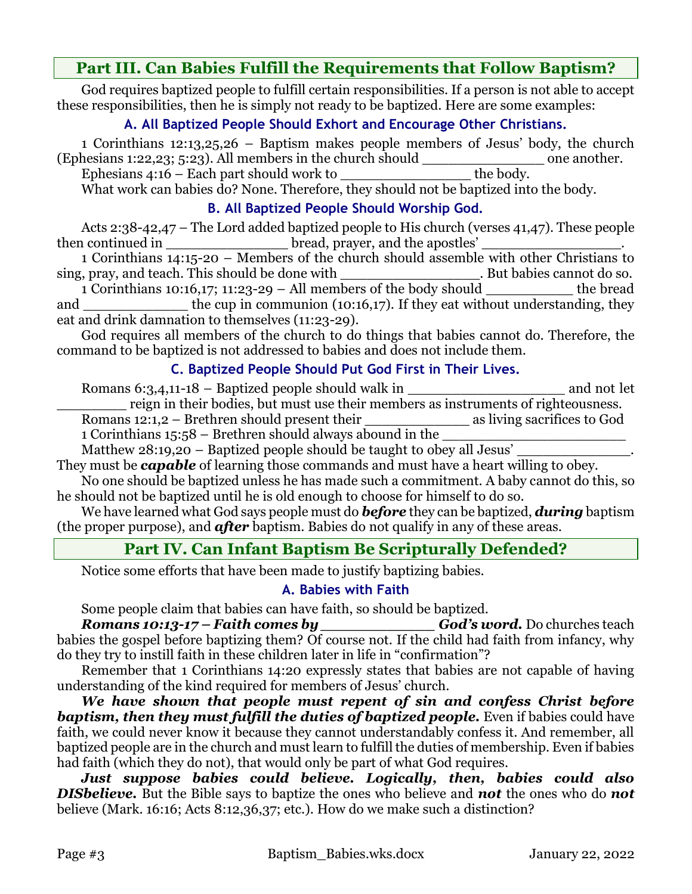## Part III. Can Babies Fulfill the Requirements that Follow Baptism?

God requires baptized people to fulfill certain responsibilities. If a person is not able to accept these responsibilities, then he is simply not ready to be baptized. Here are some examples:

### A. All Baptized People Should Exhort and Encourage Other Christians.

1 Corinthians 12:13,25,26 – Baptism makes people members of Jesus' body, the church (Ephesians 1:22,23; 5:23). All members in the church should _______________ one another.

Ephesians 4:16 – Each part should work to ________________ the body.

What work can babies do? None. Therefore, they should not be baptized into the body.

### B. All Baptized People Should Worship God.

Acts 2:38-42,47 – The Lord added baptized people to His church (verses 41,47). These people then continued in _______________ bread, prayer, and the apostles' _________________.

1 Corinthians 14:15-20 – Members of the church should assemble with other Christians to sing, pray, and teach. This should be done with _________________. But babies cannot do so.

1 Corinthians 10:16,17; 11:23-29 – All members of the body should ___________ the bread and _____________ the cup in communion (10:16,17). If they eat without understanding, they eat and drink damnation to themselves (11:23-29).

God requires all members of the church to do things that babies cannot do. Therefore, the command to be baptized is not addressed to babies and does not include them.

### C. Baptized People Should Put God First in Their Lives.

Romans 6:3,4,11-18 – Baptized people should walk in ___________________ and not let _________ reign in their bodies, but must use their members as instruments of righteousness.

Romans 12:1,2 – Brethren should present their _____________ as living sacrifices to God

1 Corinthians 15:58 – Brethren should always abound in the ________________________

Matthew 28:19,20 – Baptized people should be taught to obey all Jesus' ______________. They must be ***capable*** of learning those commands and must have a heart willing to obey.

No one should be baptized unless he has made such a commitment. A baby cannot do this, so he should not be baptized until he is old enough to choose for himself to do so.

We have learned what God says people must do ***before*** they can be baptized, ***during*** baptism (the proper purpose), and ***after*** baptism. Babies do not qualify in any of these areas.

## Part IV. Can Infant Baptism Be Scripturally Defended?

Notice some efforts that have been made to justify baptizing babies.

### A. Babies with Faith

Some people claim that babies can have faith, so should be baptized.

***Romans 10:13-17 – Faith comes by _____________ God's word.*** Do churches teach babies the gospel before baptizing them? Of course not. If the child had faith from infancy, why do they try to instill faith in these children later in life in "confirmation"?

Remember that 1 Corinthians 14:20 expressly states that babies are not capable of having understanding of the kind required for members of Jesus' church.

***We have shown that people must repent of sin and confess Christ before baptism, then they must fulfill the duties of baptized people.*** Even if babies could have faith, we could never know it because they cannot understandably confess it. And remember, all baptized people are in the church and must learn to fulfill the duties of membership. Even if babies had faith (which they do not), that would only be part of what God requires.

***Just suppose babies could believe. Logically, then, babies could also DISbelieve.*** But the Bible says to baptize the ones who believe and ***not*** the ones who do ***not*** believe (Mark. 16:16; Acts 8:12,36,37; etc.). How do we make such a distinction?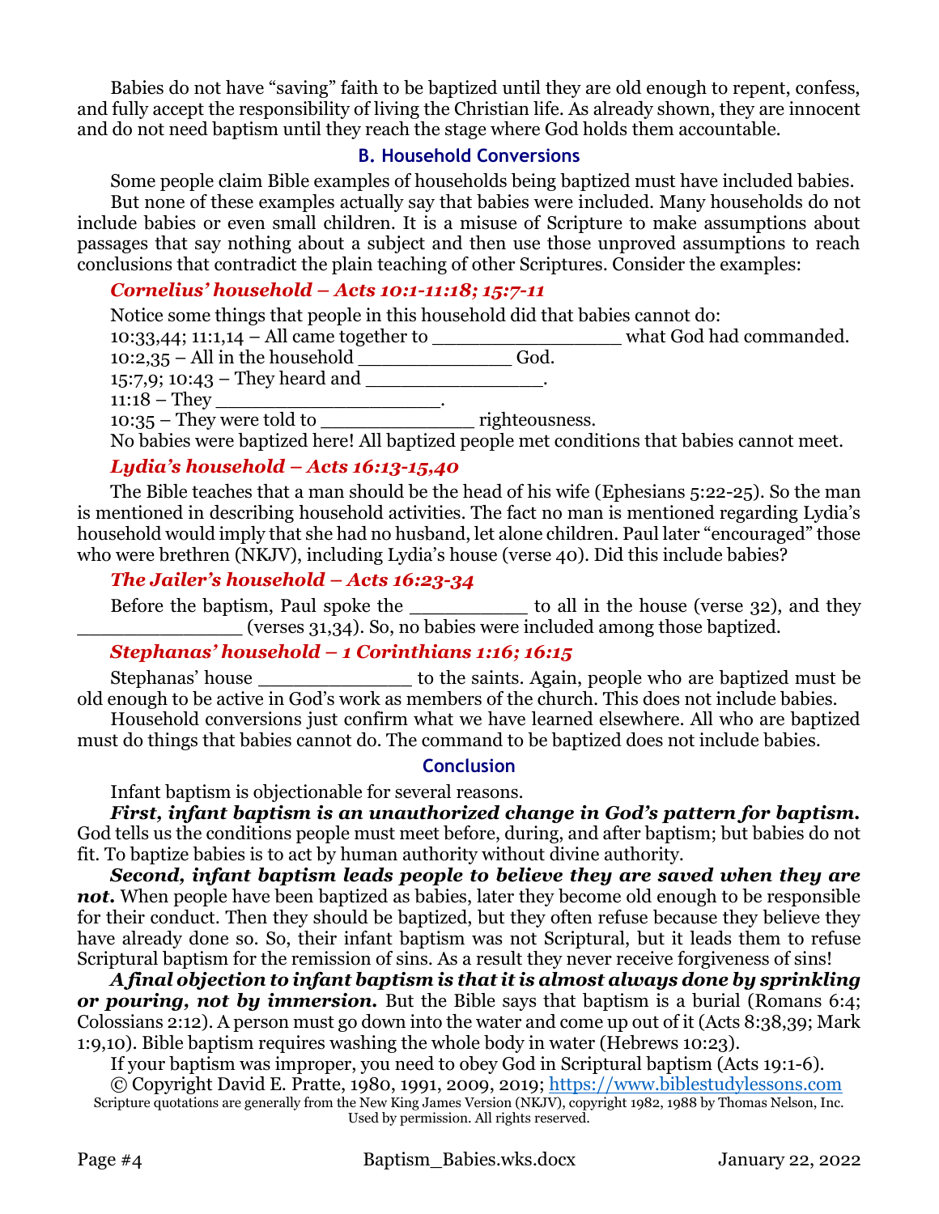Babies do not have "saving" faith to be baptized until they are old enough to repent, confess, and fully accept the responsibility of living the Christian life. As already shown, they are innocent and do not need baptism until they reach the stage where God holds them accountable.

### B. Household Conversions

Some people claim Bible examples of households being baptized must have included babies.

But none of these examples actually say that babies were included. Many households do not include babies or even small children. It is a misuse of Scripture to make assumptions about passages that say nothing about a subject and then use those unproved assumptions to reach conclusions that contradict the plain teaching of other Scriptures. Consider the examples:

#### *Cornelius' household – Acts 10:1-11:18; 15:7-11*

Notice some things that people in this household did that babies cannot do:

10:33,44; 11:1,14 – All came together to ________________ what God had commanded.
10:2,35 – All in the household _____________ God.
15:7,9; 10:43 – They heard and ________________.
11:18 – They ____________________.
10:35 – They were told to _____________ righteousness.

No babies were baptized here! All baptized people met conditions that babies cannot meet.

#### *Lydia's household – Acts 16:13-15,40*

The Bible teaches that a man should be the head of his wife (Ephesians 5:22-25). So the man is mentioned in describing household activities. The fact no man is mentioned regarding Lydia's household would imply that she had no husband, let alone children. Paul later "encouraged" those who were brethren (NKJV), including Lydia's house (verse 40). Did this include babies?

#### *The Jailer's household – Acts 16:23-34*

Before the baptism, Paul spoke the __________ to all in the house (verse 32), and they ______________ (verses 31,34). So, no babies were included among those baptized.

#### *Stephanas' household – 1 Corinthians 1:16; 16:15*

Stephanas' house _____________ to the saints. Again, people who are baptized must be old enough to be active in God's work as members of the church. This does not include babies.

Household conversions just confirm what we have learned elsewhere. All who are baptized must do things that babies cannot do. The command to be baptized does not include babies.

### Conclusion

Infant baptism is objectionable for several reasons.

***First, infant baptism is an unauthorized change in God's pattern for baptism.*** God tells us the conditions people must meet before, during, and after baptism; but babies do not fit. To baptize babies is to act by human authority without divine authority.

***Second, infant baptism leads people to believe they are saved when they are not.*** When people have been baptized as babies, later they become old enough to be responsible for their conduct. Then they should be baptized, but they often refuse because they believe they have already done so. So, their infant baptism was not Scriptural, but it leads them to refuse Scriptural baptism for the remission of sins. As a result they never receive forgiveness of sins!

***A final objection to infant baptism is that it is almost always done by sprinkling or pouring, not by immersion.*** But the Bible says that baptism is a burial (Romans 6:4; Colossians 2:12). A person must go down into the water and come up out of it (Acts 8:38,39; Mark 1:9,10). Bible baptism requires washing the whole body in water (Hebrews 10:23).

If your baptism was improper, you need to obey God in Scriptural baptism (Acts 19:1-6).

© Copyright David E. Pratte, 1980, 1991, 2009, 2019; https://www.biblestudylessons.com

Scripture quotations are generally from the New King James Version (NKJV), copyright 1982, 1988 by Thomas Nelson, Inc. Used by permission. All rights reserved.